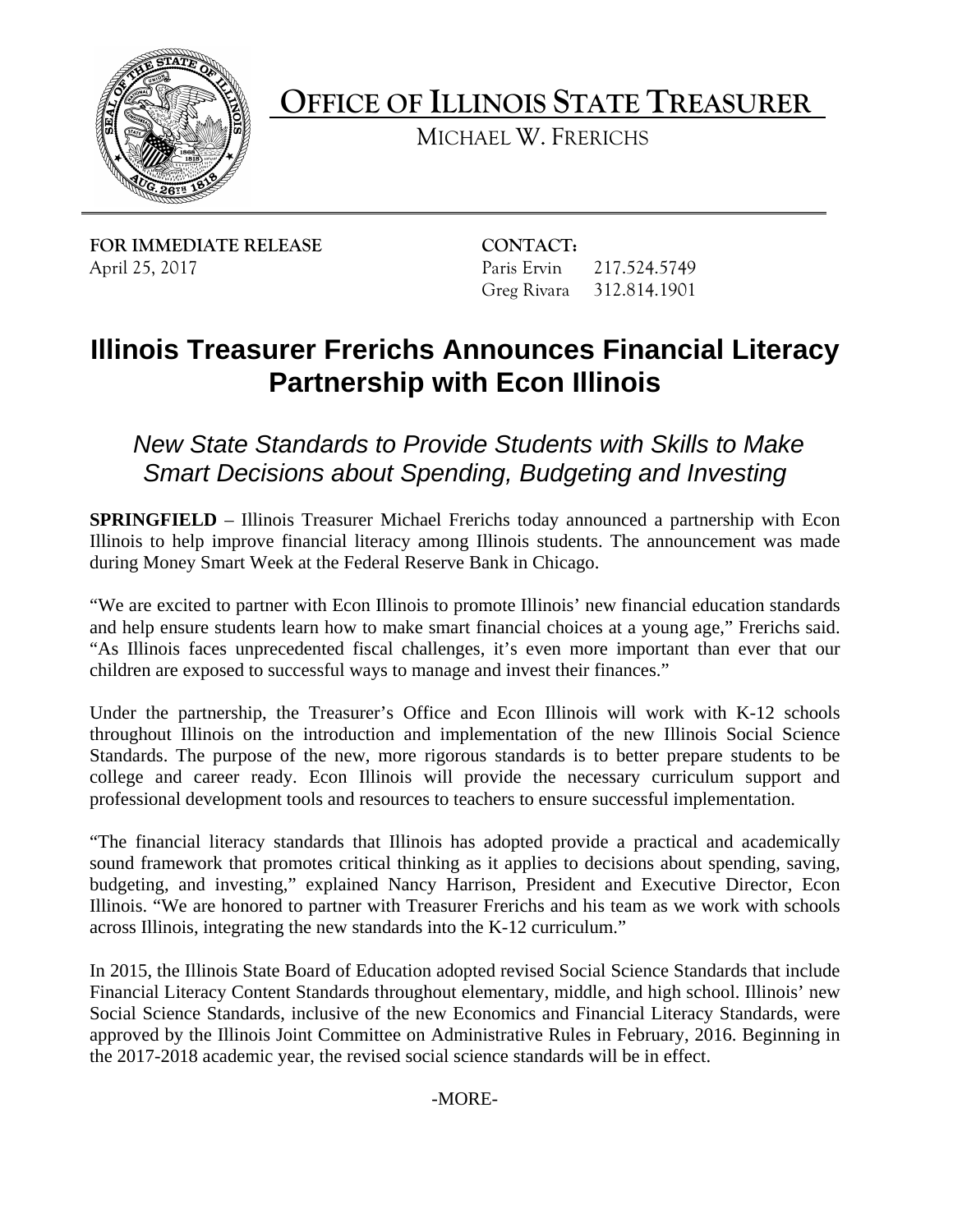# OFFICE OF ILLINOIS STATE TREASURER

MICHAEL W. FRERICHS

**FOR IMMEDIATE RELEASE**
April 25, 2017

**CONTACT:**
Paris Ervin 217.524.5749
Greg Rivara 312.814.1901

## Illinois Treasurer Frerichs Announces Financial Literacy Partnership with Econ Illinois

### *New State Standards to Provide Students with Skills to Make Smart Decisions about Spending, Budgeting and Investing*

**SPRINGFIELD** – Illinois Treasurer Michael Frerichs today announced a partnership with Econ Illinois to help improve financial literacy among Illinois students. The announcement was made during Money Smart Week at the Federal Reserve Bank in Chicago.

"We are excited to partner with Econ Illinois to promote Illinois' new financial education standards and help ensure students learn how to make smart financial choices at a young age," Frerichs said. "As Illinois faces unprecedented fiscal challenges, it's even more important than ever that our children are exposed to successful ways to manage and invest their finances."

Under the partnership, the Treasurer's Office and Econ Illinois will work with K-12 schools throughout Illinois on the introduction and implementation of the new Illinois Social Science Standards. The purpose of the new, more rigorous standards is to better prepare students to be college and career ready. Econ Illinois will provide the necessary curriculum support and professional development tools and resources to teachers to ensure successful implementation.

"The financial literacy standards that Illinois has adopted provide a practical and academically sound framework that promotes critical thinking as it applies to decisions about spending, saving, budgeting, and investing," explained Nancy Harrison, President and Executive Director, Econ Illinois. "We are honored to partner with Treasurer Frerichs and his team as we work with schools across Illinois, integrating the new standards into the K-12 curriculum."

In 2015, the Illinois State Board of Education adopted revised Social Science Standards that include Financial Literacy Content Standards throughout elementary, middle, and high school. Illinois' new Social Science Standards, inclusive of the new Economics and Financial Literacy Standards, were approved by the Illinois Joint Committee on Administrative Rules in February, 2016. Beginning in the 2017-2018 academic year, the revised social science standards will be in effect.

-MORE-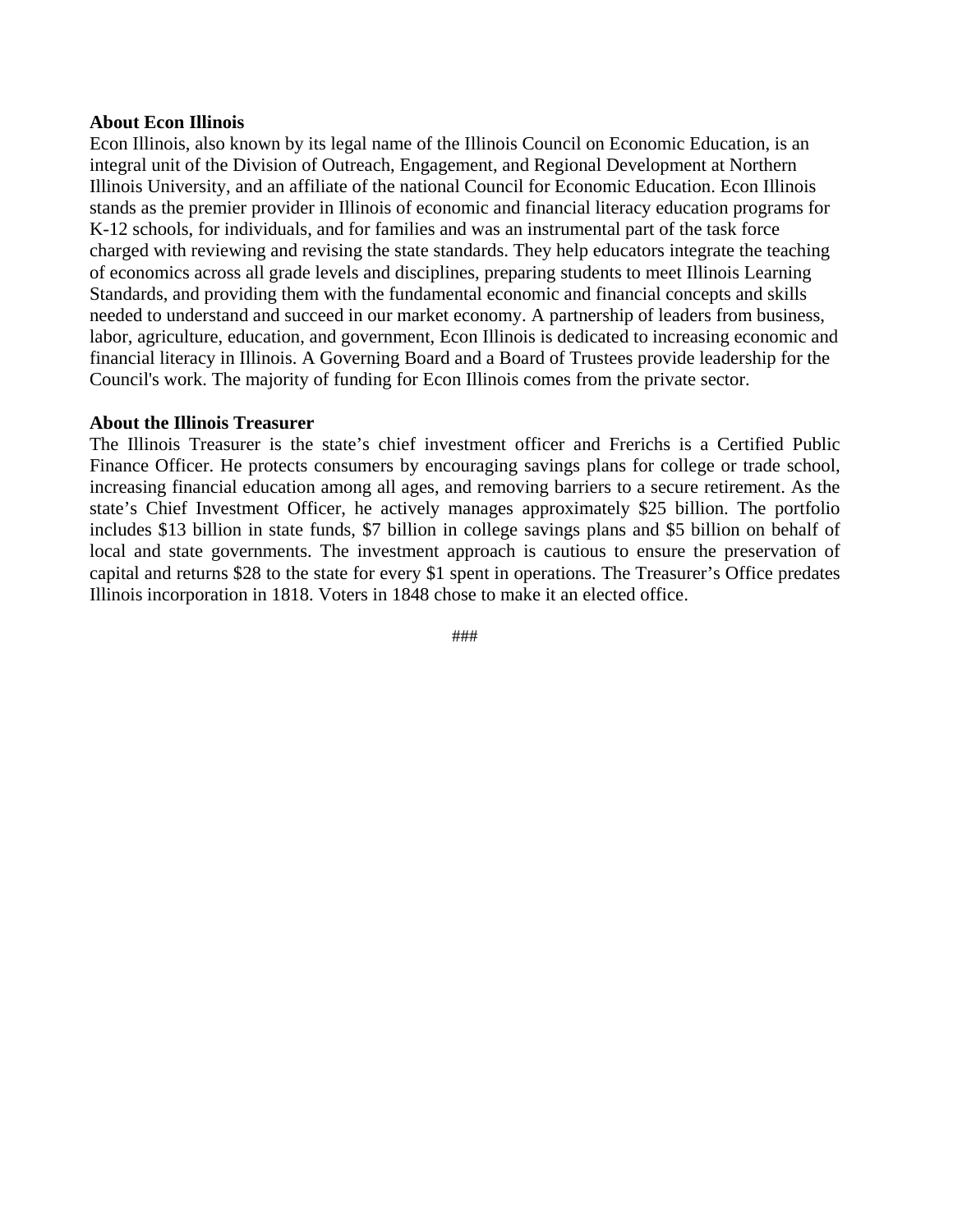**About Econ Illinois**

Econ Illinois, also known by its legal name of the Illinois Council on Economic Education, is an integral unit of the Division of Outreach, Engagement, and Regional Development at Northern Illinois University, and an affiliate of the national Council for Economic Education. Econ Illinois stands as the premier provider in Illinois of economic and financial literacy education programs for K-12 schools, for individuals, and for families and was an instrumental part of the task force charged with reviewing and revising the state standards. They help educators integrate the teaching of economics across all grade levels and disciplines, preparing students to meet Illinois Learning Standards, and providing them with the fundamental economic and financial concepts and skills needed to understand and succeed in our market economy. A partnership of leaders from business, labor, agriculture, education, and government, Econ Illinois is dedicated to increasing economic and financial literacy in Illinois. A Governing Board and a Board of Trustees provide leadership for the Council's work. The majority of funding for Econ Illinois comes from the private sector.

**About the Illinois Treasurer**

The Illinois Treasurer is the state's chief investment officer and Frerichs is a Certified Public Finance Officer. He protects consumers by encouraging savings plans for college or trade school, increasing financial education among all ages, and removing barriers to a secure retirement. As the state's Chief Investment Officer, he actively manages approximately $25 billion. The portfolio includes $13 billion in state funds, $7 billion in college savings plans and $5 billion on behalf of local and state governments. The investment approach is cautious to ensure the preservation of capital and returns $28 to the state for every $1 spent in operations. The Treasurer's Office predates Illinois incorporation in 1818. Voters in 1848 chose to make it an elected office.

###